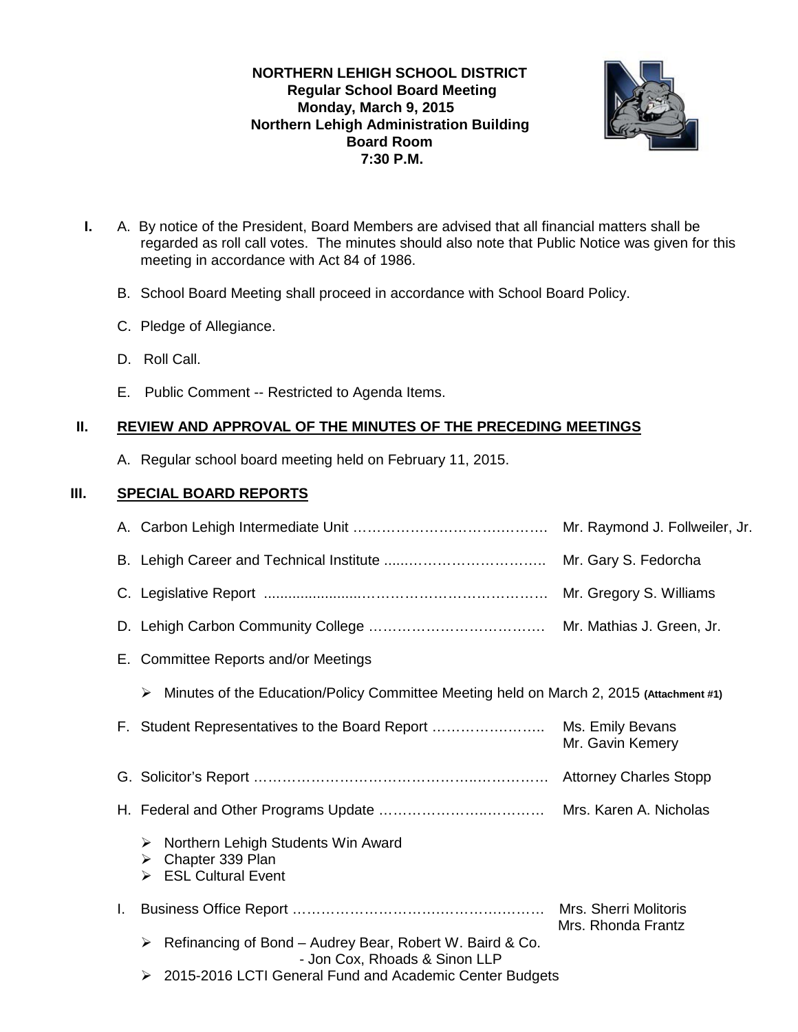**NORTHERN LEHIGH SCHOOL DISTRICT**
**Regular School Board Meeting**
**Monday, March 9, 2015**
**Northern Lehigh Administration Building**
**Board Room**
**7:30 P.M.**

**I.** A. By notice of the President, Board Members are advised that all financial matters shall be regarded as roll call votes. The minutes should also note that Public Notice was given for this meeting in accordance with Act 84 of 1986.

B. School Board Meeting shall proceed in accordance with School Board Policy.

C. Pledge of Allegiance.

D. Roll Call.

E. Public Comment -- Restricted to Agenda Items.

## II. REVIEW AND APPROVAL OF THE MINUTES OF THE PRECEDING MEETINGS

A. Regular school board meeting held on February 11, 2015.

## III. SPECIAL BOARD REPORTS

A. Carbon Lehigh Intermediate Unit …………………………………… Mr. Raymond J. Follweiler, Jr.

B. Lehigh Career and Technical Institute ......……………………….. Mr. Gary S. Fedorcha

C. Legislative Report .......................………………………………… Mr. Gregory S. Williams

D. Lehigh Carbon Community College ………………………………. Mr. Mathias J. Green, Jr.

E. Committee Reports and/or Meetings

- Minutes of the Education/Policy Committee Meeting held on March 2, 2015 **(Attachment #1)**

F. Student Representatives to the Board Report …………………….. Ms. Emily Bevans
Mr. Gavin Kemery

G. Solicitor's Report ……………………………………….…………… Attorney Charles Stopp

H. Federal and Other Programs Update ……………….………… Mrs. Karen A. Nicholas

- Northern Lehigh Students Win Award
- Chapter 339 Plan
- ESL Cultural Event

I. Business Office Report …………………………………………… Mrs. Sherri Molitoris
Mrs. Rhonda Frantz

- Refinancing of Bond – Audrey Bear, Robert W. Baird & Co.
  - Jon Cox, Rhoads & Sinon LLP
- 2015-2016 LCTI General Fund and Academic Center Budgets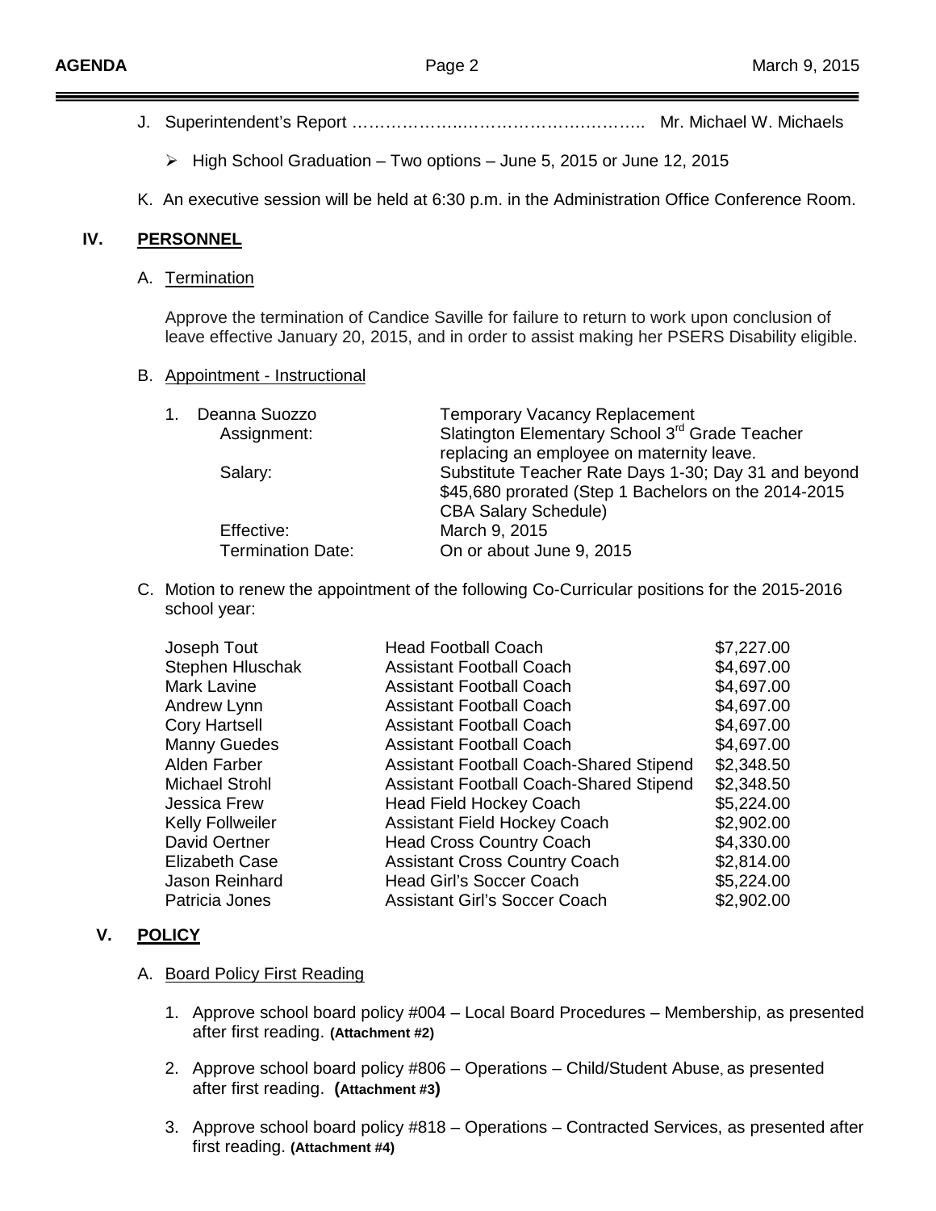J. Superintendent's Report ……………….…………………………….. Mr. Michael W. Michaels

- High School Graduation – Two options – June 5, 2015 or June 12, 2015

K. An executive session will be held at 6:30 p.m. in the Administration Office Conference Room.

## IV. PERSONNEL

### A. Termination

Approve the termination of Candice Saville for failure to return to work upon conclusion of leave effective January 20, 2015, and in order to assist making her PSERS Disability eligible.

### B. Appointment - Instructional

1. Deanna Suozzo — Temporary Vacancy Replacement
   - Assignment: Slatington Elementary School 3rd Grade Teacher replacing an employee on maternity leave.
   - Salary: Substitute Teacher Rate Days 1-30; Day 31 and beyond $45,680 prorated (Step 1 Bachelors on the 2014-2015 CBA Salary Schedule)
   - Effective: March 9, 2015
   - Termination Date: On or about June 9, 2015

C. Motion to renew the appointment of the following Co-Curricular positions for the 2015-2016 school year:

| Name | Position | Amount |
|---|---|---|
| Joseph Tout | Head Football Coach | $7,227.00 |
| Stephen Hluschak | Assistant Football Coach | $4,697.00 |
| Mark Lavine | Assistant Football Coach | $4,697.00 |
| Andrew Lynn | Assistant Football Coach | $4,697.00 |
| Cory Hartsell | Assistant Football Coach | $4,697.00 |
| Manny Guedes | Assistant Football Coach | $4,697.00 |
| Alden Farber | Assistant Football Coach-Shared Stipend | $2,348.50 |
| Michael Strohl | Assistant Football Coach-Shared Stipend | $2,348.50 |
| Jessica Frew | Head Field Hockey Coach | $5,224.00 |
| Kelly Follweiler | Assistant Field Hockey Coach | $2,902.00 |
| David Oertner | Head Cross Country Coach | $4,330.00 |
| Elizabeth Case | Assistant Cross Country Coach | $2,814.00 |
| Jason Reinhard | Head Girl's Soccer Coach | $5,224.00 |
| Patricia Jones | Assistant Girl's Soccer Coach | $2,902.00 |

## V. POLICY

### A. Board Policy First Reading

1. Approve school board policy #004 – Local Board Procedures – Membership, as presented after first reading. **(Attachment #2)**
2. Approve school board policy #806 – Operations – Child/Student Abuse, as presented after first reading. **(Attachment #3)**
3. Approve school board policy #818 – Operations – Contracted Services, as presented after first reading. **(Attachment #4)**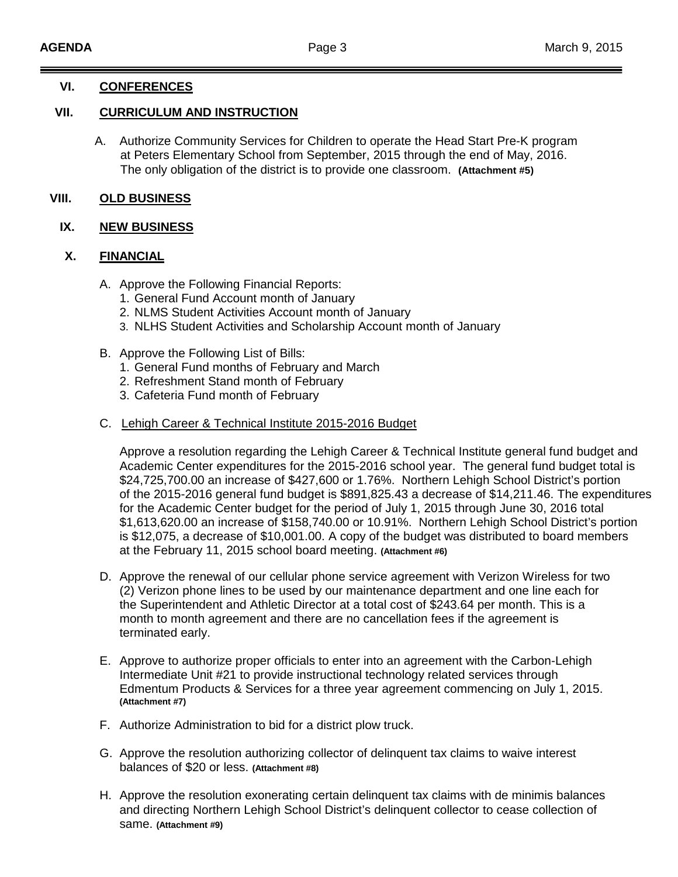## VI. CONFERENCES

## VII. CURRICULUM AND INSTRUCTION

A. Authorize Community Services for Children to operate the Head Start Pre-K program at Peters Elementary School from September, 2015 through the end of May, 2016. The only obligation of the district is to provide one classroom. **(Attachment #5)**

## VIII. OLD BUSINESS

## IX. NEW BUSINESS

## X. FINANCIAL

A. Approve the Following Financial Reports:
   1. General Fund Account month of January
   2. NLMS Student Activities Account month of January
   3. NLHS Student Activities and Scholarship Account month of January

B. Approve the Following List of Bills:
   1. General Fund months of February and March
   2. Refreshment Stand month of February
   3. Cafeteria Fund month of February

C. <u>Lehigh Career & Technical Institute 2015-2016 Budget</u>

   Approve a resolution regarding the Lehigh Career & Technical Institute general fund budget and Academic Center expenditures for the 2015-2016 school year. The general fund budget total is $24,725,700.00 an increase of $427,600 or 1.76%. Northern Lehigh School District's portion of the 2015-2016 general fund budget is $891,825.43 a decrease of $14,211.46. The expenditures for the Academic Center budget for the period of July 1, 2015 through June 30, 2016 total $1,613,620.00 an increase of $158,740.00 or 10.91%. Northern Lehigh School District's portion is $12,075, a decrease of $10,001.00. A copy of the budget was distributed to board members at the February 11, 2015 school board meeting. **(Attachment #6)**

D. Approve the renewal of our cellular phone service agreement with Verizon Wireless for two (2) Verizon phone lines to be used by our maintenance department and one line each for the Superintendent and Athletic Director at a total cost of $243.64 per month. This is a month to month agreement and there are no cancellation fees if the agreement is terminated early.

E. Approve to authorize proper officials to enter into an agreement with the Carbon-Lehigh Intermediate Unit #21 to provide instructional technology related services through Edmentum Products & Services for a three year agreement commencing on July 1, 2015. **(Attachment #7)**

F. Authorize Administration to bid for a district plow truck.

G. Approve the resolution authorizing collector of delinquent tax claims to waive interest balances of $20 or less. **(Attachment #8)**

H. Approve the resolution exonerating certain delinquent tax claims with de minimis balances and directing Northern Lehigh School District's delinquent collector to cease collection of same. **(Attachment #9)**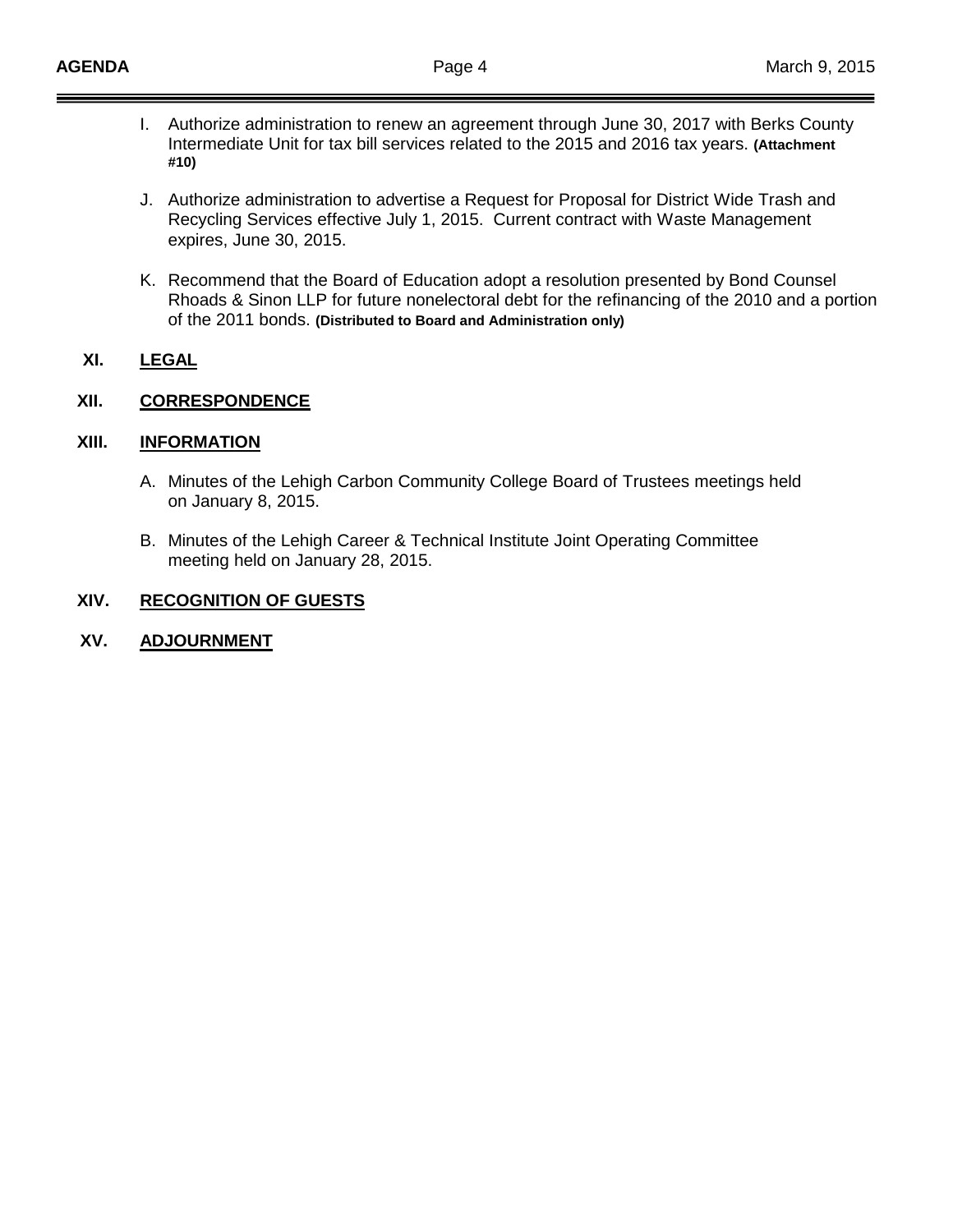I. Authorize administration to renew an agreement through June 30, 2017 with Berks County Intermediate Unit for tax bill services related to the 2015 and 2016 tax years. **(Attachment #10)**

J. Authorize administration to advertise a Request for Proposal for District Wide Trash and Recycling Services effective July 1, 2015. Current contract with Waste Management expires, June 30, 2015.

K. Recommend that the Board of Education adopt a resolution presented by Bond Counsel Rhoads & Sinon LLP for future nonelectoral debt for the refinancing of the 2010 and a portion of the 2011 bonds. **(Distributed to Board and Administration only)**

## XI. LEGAL

## XII. CORRESPONDENCE

## XIII. INFORMATION

A. Minutes of the Lehigh Carbon Community College Board of Trustees meetings held on January 8, 2015.

B. Minutes of the Lehigh Career & Technical Institute Joint Operating Committee meeting held on January 28, 2015.

## XIV. RECOGNITION OF GUESTS

## XV. ADJOURNMENT